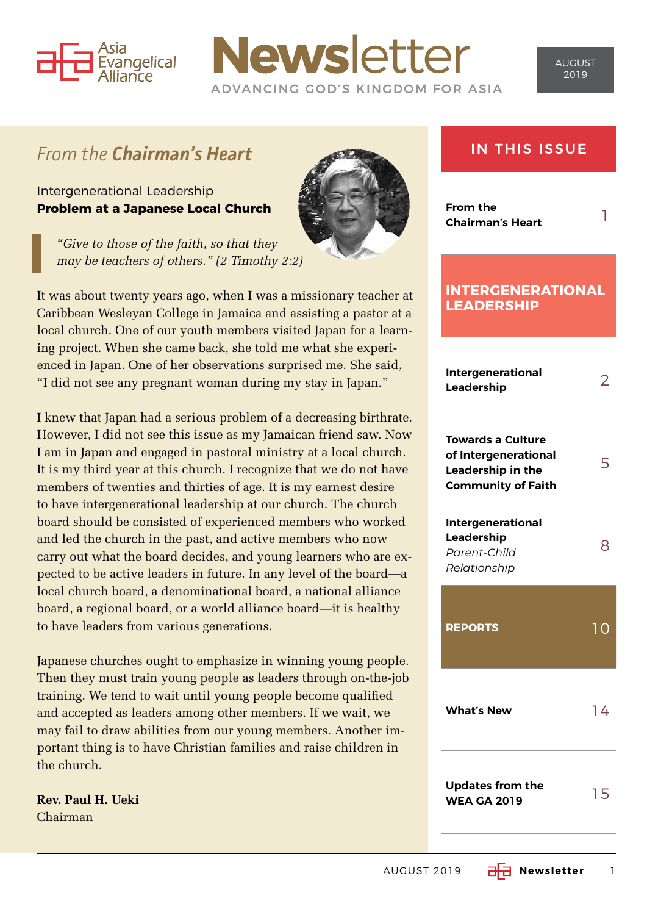Asia Evangelical Alliance

# Newsletter

ADVANCING GOD'S KINGDOM FOR ASIA

AUGUST 2019

## *From the* ***Chairman's Heart***

Intergenerational Leadership
**Problem at a Japanese Local Church**

> *"Give to those of the faith, so that they may be teachers of others." (2 Timothy 2:2)*

It was about twenty years ago, when I was a missionary teacher at Caribbean Wesleyan College in Jamaica and assisting a pastor at a local church. One of our youth members visited Japan for a learning project. When she came back, she told me what she experienced in Japan. One of her observations surprised me. She said, "I did not see any pregnant woman during my stay in Japan."

I knew that Japan had a serious problem of a decreasing birthrate. However, I did not see this issue as my Jamaican friend saw. Now I am in Japan and engaged in pastoral ministry at a local church. It is my third year at this church. I recognize that we do not have members of twenties and thirties of age. It is my earnest desire to have intergenerational leadership at our church. The church board should be consisted of experienced members who worked and led the church in the past, and active members who now carry out what the board decides, and young learners who are expected to be active leaders in future. In any level of the board—a local church board, a denominational board, a national alliance board, a regional board, or a world alliance board—it is healthy to have leaders from various generations.

Japanese churches ought to emphasize in winning young people. Then they must train young people as leaders through on-the-job training. We tend to wait until young people become qualified and accepted as leaders among other members. If we wait, we may fail to draw abilities from our young members. Another important thing is to have Christian families and raise children in the church.

**Rev. Paul H. Ueki**
Chairman

## IN THIS ISSUE

| | |
|---|---|
| From the Chairman's Heart | 1 |
| **INTERGENERATIONAL LEADERSHIP** | |
| Intergenerational Leadership | 2 |
| Towards a Culture of Intergenerational Leadership in the Community of Faith | 5 |
| Intergenerational Leadership *Parent-Child Relationship* | 8 |
| **REPORTS** | 10 |
| What's New | 14 |
| Updates from the WEA GA 2019 | 15 |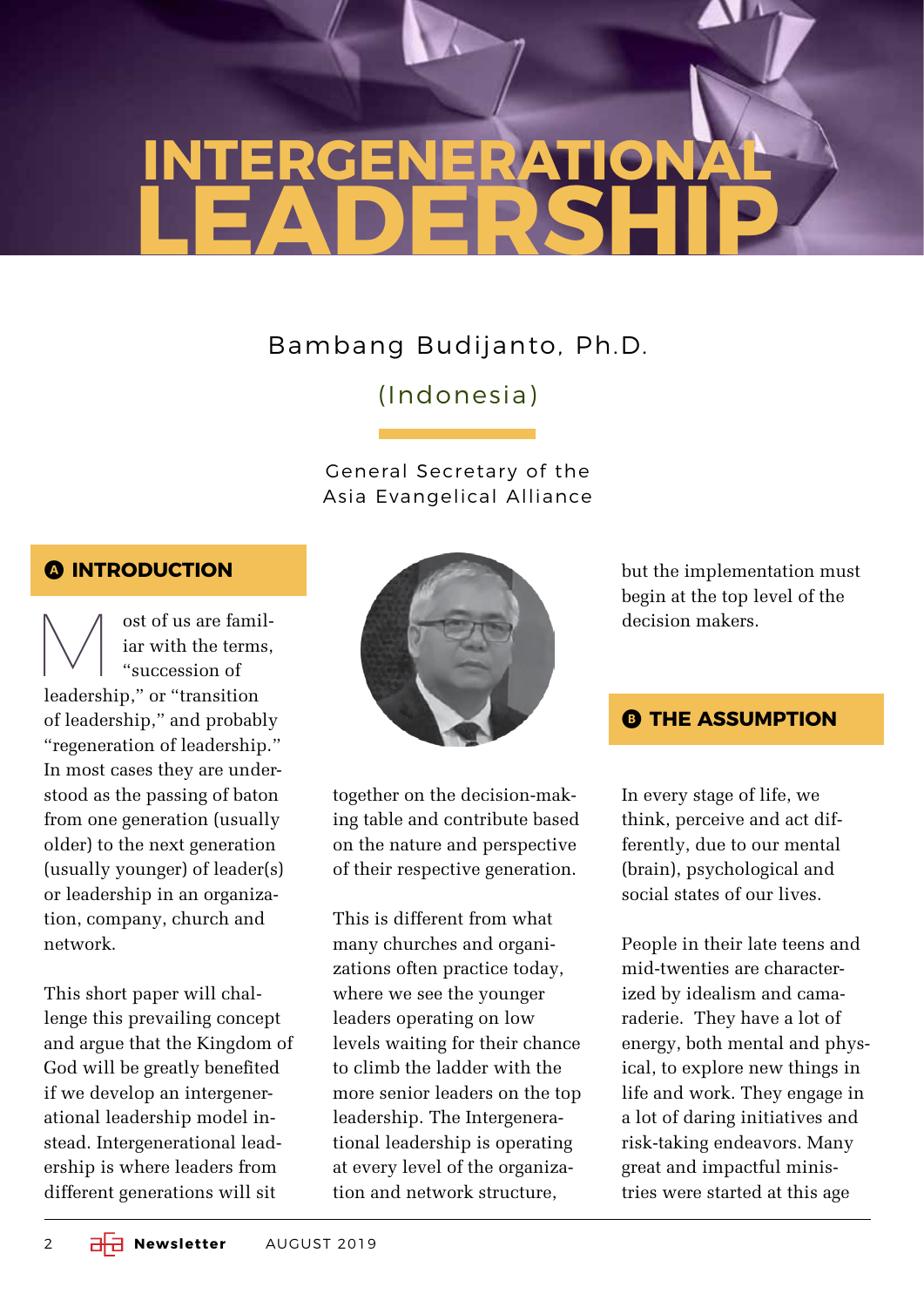# INTERGENERATIONAL LEADERSHIP

Bambang Budijanto, Ph.D.

(Indonesia)

General Secretary of the Asia Evangelical Alliance

## A INTRODUCTION

Most of us are familiar with the terms, "succession of leadership," or "transition of leadership," and probably "regeneration of leadership." In most cases they are understood as the passing of baton from one generation (usually older) to the next generation (usually younger) of leader(s) or leadership in an organization, company, church and network.

This short paper will challenge this prevailing concept and argue that the Kingdom of God will be greatly benefited if we develop an intergenerational leadership model instead. Intergenerational leadership is where leaders from different generations will sit together on the decision-making table and contribute based on the nature and perspective of their respective generation.

This is different from what many churches and organizations often practice today, where we see the younger leaders operating on low levels waiting for their chance to climb the ladder with the more senior leaders on the top leadership. The Intergenerational leadership is operating at every level of the organization and network structure, but the implementation must begin at the top level of the decision makers.

## B THE ASSUMPTION

In every stage of life, we think, perceive and act differently, due to our mental (brain), psychological and social states of our lives.

People in their late teens and mid-twenties are characterized by idealism and camaraderie. They have a lot of energy, both mental and physical, to explore new things in life and work. They engage in a lot of daring initiatives and risk-taking endeavors. Many great and impactful ministries were started at this age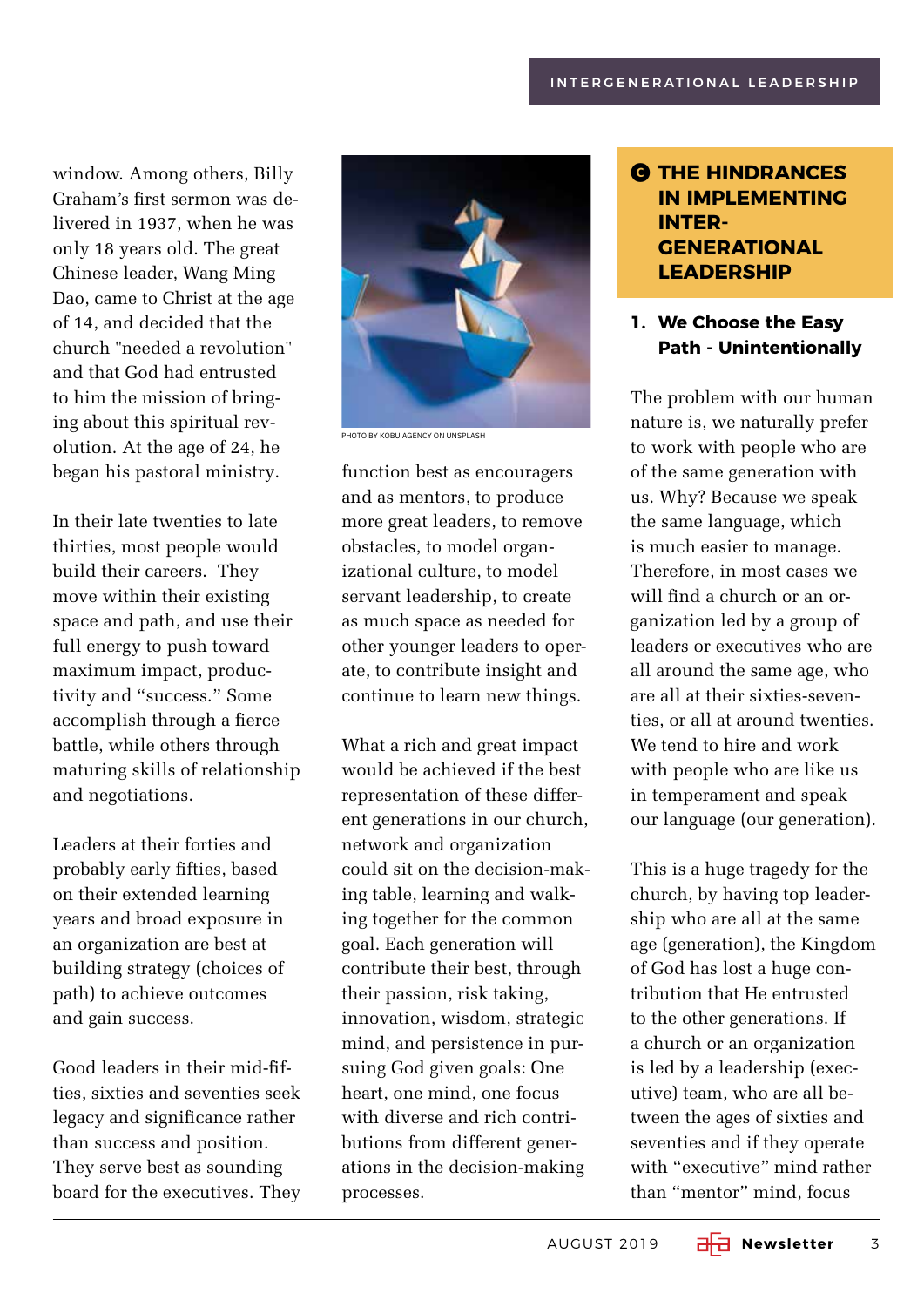window. Among others, Billy Graham's first sermon was delivered in 1937, when he was only 18 years old. The great Chinese leader, Wang Ming Dao, came to Christ at the age of 14, and decided that the church "needed a revolution" and that God had entrusted to him the mission of bringing about this spiritual revolution. At the age of 24, he began his pastoral ministry.

In their late twenties to late thirties, most people would build their careers. They move within their existing space and path, and use their full energy to push toward maximum impact, productivity and "success." Some accomplish through a fierce battle, while others through maturing skills of relationship and negotiations.

Leaders at their forties and probably early fifties, based on their extended learning years and broad exposure in an organization are best at building strategy (choices of path) to achieve outcomes and gain success.

Good leaders in their mid-fifties, sixties and seventies seek legacy and significance rather than success and position. They serve best as sounding board for the executives. They function best as encouragers and as mentors, to produce more great leaders, to remove obstacles, to model organizational culture, to model servant leadership, to create as much space as needed for other younger leaders to operate, to contribute insight and continue to learn new things.

PHOTO BY KOBU AGENCY ON UNSPLASH

What a rich and great impact would be achieved if the best representation of these different generations in our church, network and organization could sit on the decision-making table, learning and walking together for the common goal. Each generation will contribute their best, through their passion, risk taking, innovation, wisdom, strategic mind, and persistence in pursuing God given goals: One heart, one mind, one focus with diverse and rich contributions from different generations in the decision-making processes.

## C THE HINDRANCES IN IMPLEMENTING INTER-GENERATIONAL LEADERSHIP

### 1. We Choose the Easy Path - Unintentionally

The problem with our human nature is, we naturally prefer to work with people who are of the same generation with us. Why? Because we speak the same language, which is much easier to manage. Therefore, in most cases we will find a church or an organization led by a group of leaders or executives who are all around the same age, who are all at their sixties-seventies, or all at around twenties. We tend to hire and work with people who are like us in temperament and speak our language (our generation).

This is a huge tragedy for the church, by having top leadership who are all at the same age (generation), the Kingdom of God has lost a huge contribution that He entrusted to the other generations. If a church or an organization is led by a leadership (executive) team, who are all between the ages of sixties and seventies and if they operate with "executive" mind rather than "mentor" mind, focus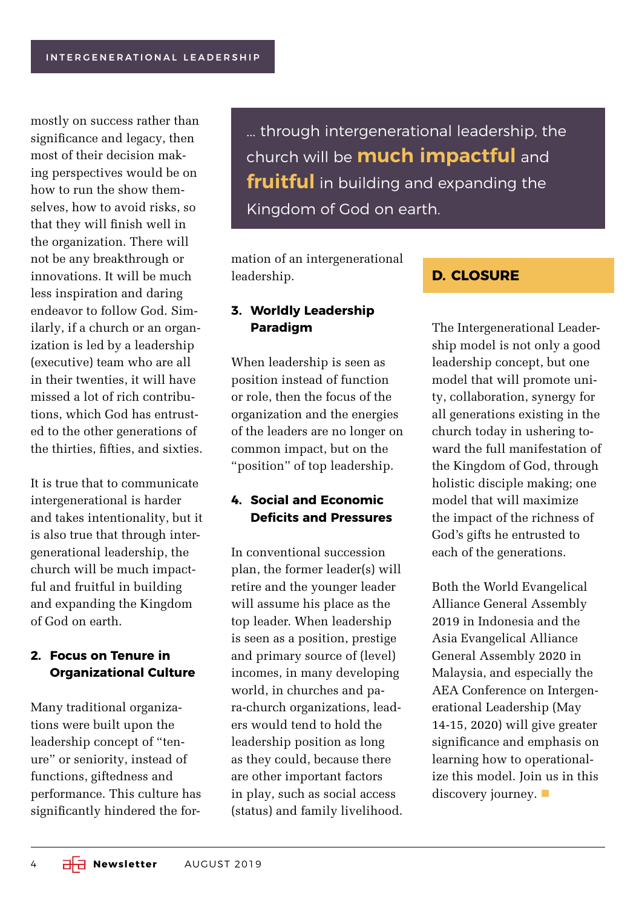mostly on success rather than significance and legacy, then most of their decision making perspectives would be on how to run the show themselves, how to avoid risks, so that they will finish well in the organization. There will not be any breakthrough or innovations. It will be much less inspiration and daring endeavor to follow God. Similarly, if a church or an organization is led by a leadership (executive) team who are all in their twenties, it will have missed a lot of rich contributions, which God has entrusted to the other generations of the thirties, fifties, and sixties.

It is true that to communicate intergenerational is harder and takes intentionality, but it is also true that through intergenerational leadership, the church will be much impactful and fruitful in building and expanding the Kingdom of God on earth.

> ... through intergenerational leadership, the church will be **much impactful** and **fruitful** in building and expanding the Kingdom of God on earth.

### 2. Focus on Tenure in Organizational Culture

Many traditional organizations were built upon the leadership concept of "tenure" or seniority, instead of functions, giftedness and performance. This culture has significantly hindered the formation of an intergenerational leadership.

### 3. Worldly Leadership Paradigm

When leadership is seen as position instead of function or role, then the focus of the organization and the energies of the leaders are no longer on common impact, but on the "position" of top leadership.

### 4. Social and Economic Deficits and Pressures

In conventional succession plan, the former leader(s) will retire and the younger leader will assume his place as the top leader. When leadership is seen as a position, prestige and primary source of (level) incomes, in many developing world, in churches and para-church organizations, leaders would tend to hold the leadership position as long as they could, because there are other important factors in play, such as social access (status) and family livelihood.

## D. CLOSURE

The Intergenerational Leadership model is not only a good leadership concept, but one model that will promote unity, collaboration, synergy for all generations existing in the church today in ushering toward the full manifestation of the Kingdom of God, through holistic disciple making; one model that will maximize the impact of the richness of God's gifts he entrusted to each of the generations.

Both the World Evangelical Alliance General Assembly 2019 in Indonesia and the Asia Evangelical Alliance General Assembly 2020 in Malaysia, and especially the AEA Conference on Intergenerational Leadership (May 14-15, 2020) will give greater significance and emphasis on learning how to operationalize this model. Join us in this discovery journey.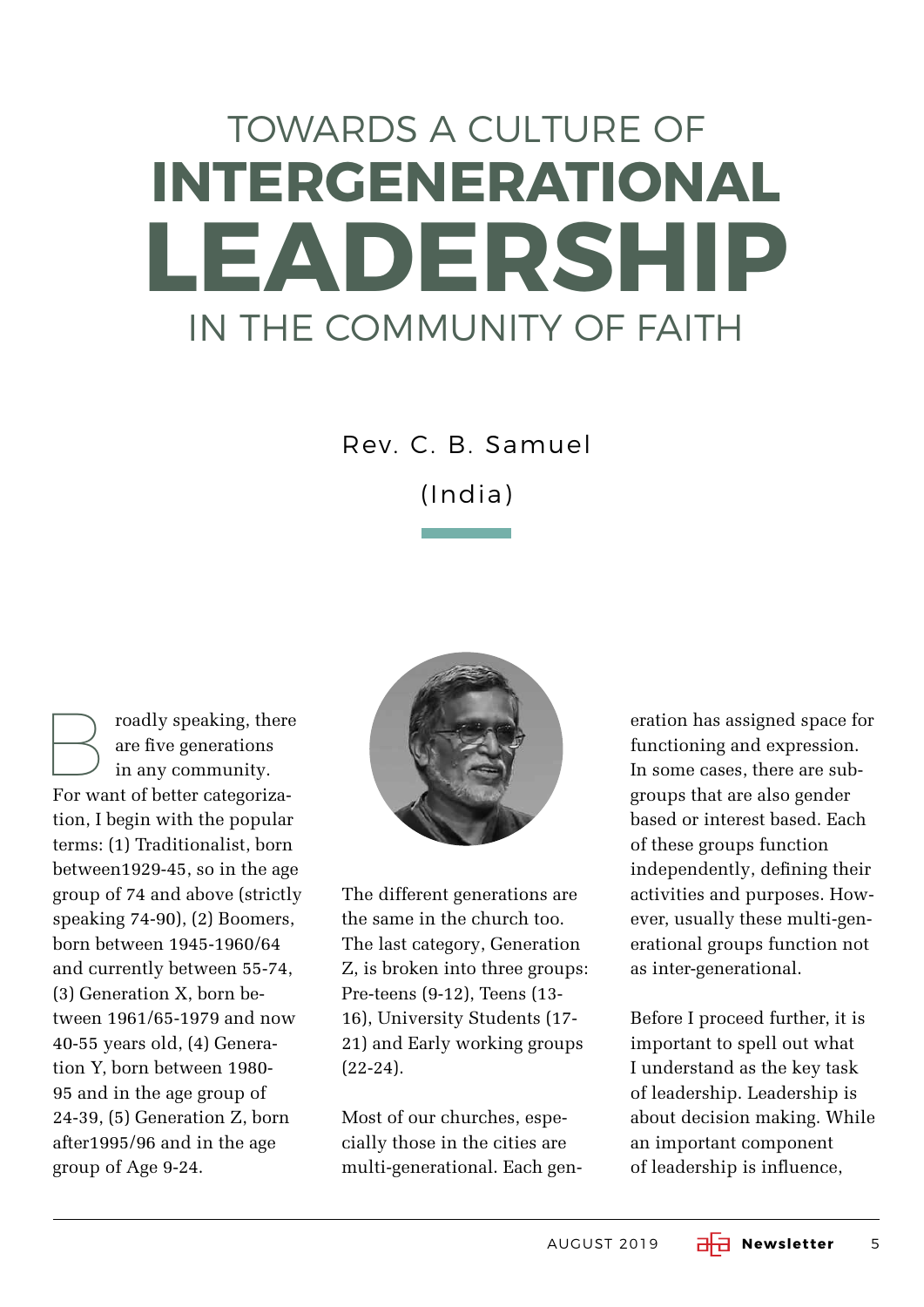# TOWARDS A CULTURE OF INTERGENERATIONAL LEADERSHIP IN THE COMMUNITY OF FAITH

Rev. C. B. Samuel

(India)

Broadly speaking, there are five generations in any community. For want of better categorization, I begin with the popular terms: (1) Traditionalist, born between1929-45, so in the age group of 74 and above (strictly speaking 74-90), (2) Boomers, born between 1945-1960/64 and currently between 55-74, (3) Generation X, born between 1961/65-1979 and now 40-55 years old, (4) Generation Y, born between 1980-95 and in the age group of 24-39, (5) Generation Z, born after1995/96 and in the age group of Age 9-24.

The different generations are the same in the church too. The last category, Generation Z, is broken into three groups: Pre-teens (9-12), Teens (13-16), University Students (17-21) and Early working groups (22-24).

Most of our churches, especially those in the cities are multi-generational. Each generation has assigned space for functioning and expression. In some cases, there are sub-groups that are also gender based or interest based. Each of these groups function independently, defining their activities and purposes. However, usually these multi-generational groups function not as inter-generational.

Before I proceed further, it is important to spell out what I understand as the key task of leadership. Leadership is about decision making. While an important component of leadership is influence,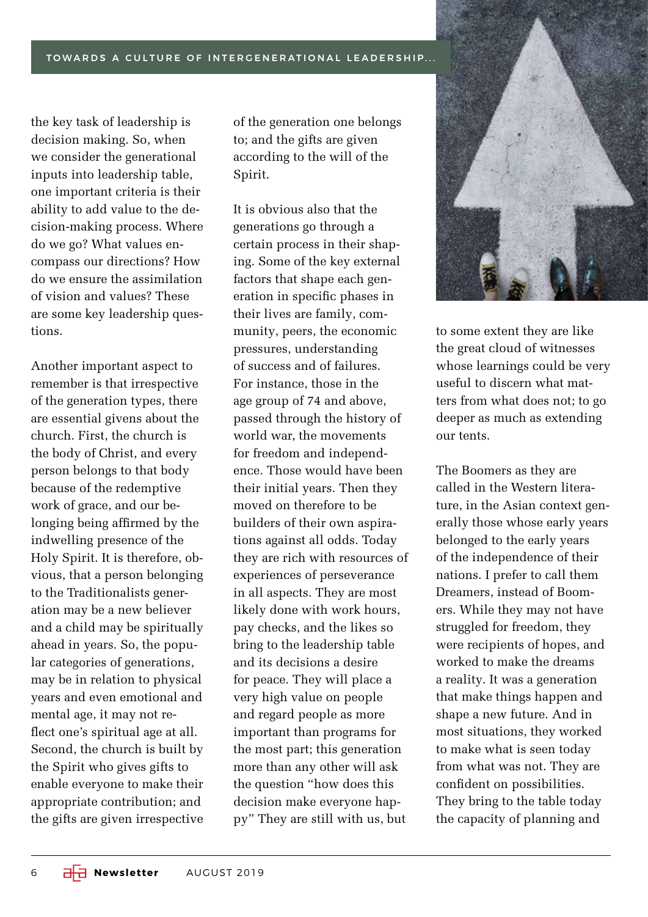the key task of leadership is decision making. So, when we consider the generational inputs into leadership table, one important criteria is their ability to add value to the decision-making process. Where do we go? What values encompass our directions? How do we ensure the assimilation of vision and values? These are some key leadership questions.

Another important aspect to remember is that irrespective of the generation types, there are essential givens about the church. First, the church is the body of Christ, and every person belongs to that body because of the redemptive work of grace, and our belonging being affirmed by the indwelling presence of the Holy Spirit. It is therefore, obvious, that a person belonging to the Traditionalists generation may be a new believer and a child may be spiritually ahead in years. So, the popular categories of generations, may be in relation to physical years and even emotional and mental age, it may not reflect one's spiritual age at all. Second, the church is built by the Spirit who gives gifts to enable everyone to make their appropriate contribution; and the gifts are given irrespective of the generation one belongs to; and the gifts are given according to the will of the Spirit.

It is obvious also that the generations go through a certain process in their shaping. Some of the key external factors that shape each generation in specific phases in their lives are family, community, peers, the economic pressures, understanding of success and of failures. For instance, those in the age group of 74 and above, passed through the history of world war, the movements for freedom and independence. Those would have been their initial years. Then they moved on therefore to be builders of their own aspirations against all odds. Today they are rich with resources of experiences of perseverance in all aspects. They are most likely done with work hours, pay checks, and the likes so bring to the leadership table and its decisions a desire for peace. They will place a very high value on people and regard people as more important than programs for the most part; this generation more than any other will ask the question "how does this decision make everyone happy" They are still with us, but to some extent they are like the great cloud of witnesses whose learnings could be very useful to discern what matters from what does not; to go deeper as much as extending our tents.

The Boomers as they are called in the Western literature, in the Asian context generally those whose early years belonged to the early years of the independence of their nations. I prefer to call them Dreamers, instead of Boomers. While they may not have struggled for freedom, they were recipients of hopes, and worked to make the dreams a reality. It was a generation that make things happen and shape a new future. And in most situations, they worked to make what is seen today from what was not. They are confident on possibilities. They bring to the table today the capacity of planning and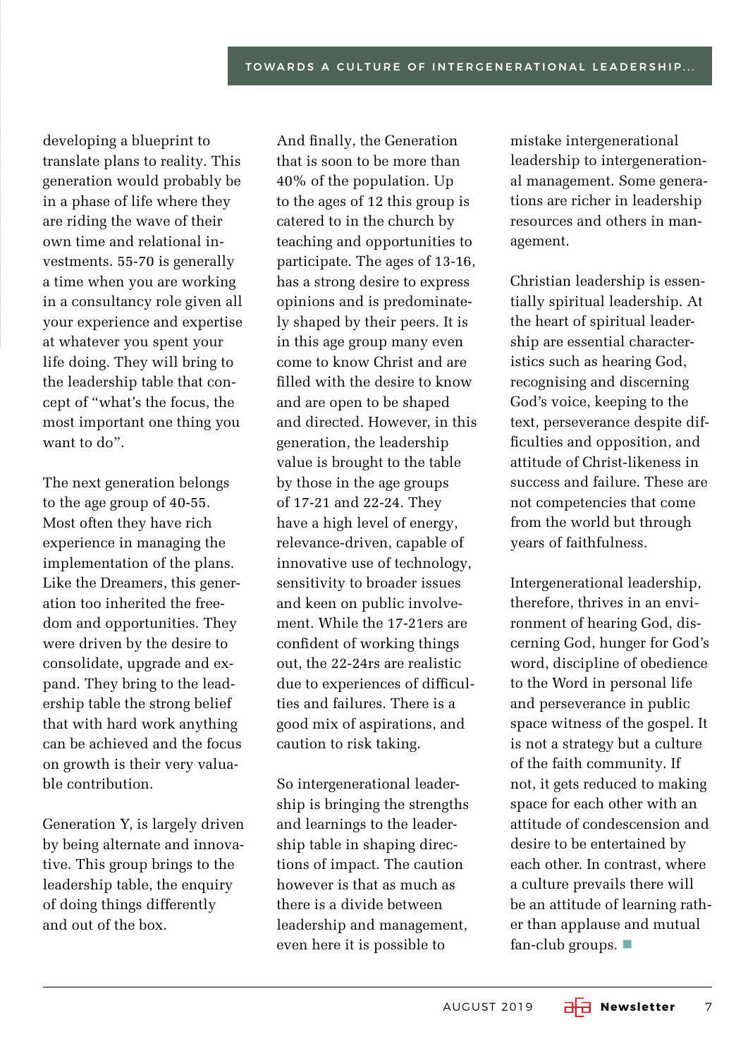developing a blueprint to translate plans to reality. This generation would probably be in a phase of life where they are riding the wave of their own time and relational investments. 55-70 is generally a time when you are working in a consultancy role given all your experience and expertise at whatever you spent your life doing. They will bring to the leadership table that concept of "what's the focus, the most important one thing you want to do".

The next generation belongs to the age group of 40-55. Most often they have rich experience in managing the implementation of the plans. Like the Dreamers, this generation too inherited the freedom and opportunities. They were driven by the desire to consolidate, upgrade and expand. They bring to the leadership table the strong belief that with hard work anything can be achieved and the focus on growth is their very valuable contribution.

Generation Y, is largely driven by being alternate and innovative. This group brings to the leadership table, the enquiry of doing things differently and out of the box.

And finally, the Generation that is soon to be more than 40% of the population. Up to the ages of 12 this group is catered to in the church by teaching and opportunities to participate. The ages of 13-16, has a strong desire to express opinions and is predominately shaped by their peers. It is in this age group many even come to know Christ and are filled with the desire to know and are open to be shaped and directed. However, in this generation, the leadership value is brought to the table by those in the age groups of 17-21 and 22-24. They have a high level of energy, relevance-driven, capable of innovative use of technology, sensitivity to broader issues and keen on public involvement. While the 17-21ers are confident of working things out, the 22-24rs are realistic due to experiences of difficulties and failures. There is a good mix of aspirations, and caution to risk taking.

So intergenerational leadership is bringing the strengths and learnings to the leadership table in shaping directions of impact. The caution however is that as much as there is a divide between leadership and management, even here it is possible to mistake intergenerational leadership to intergenerational management. Some generations are richer in leadership resources and others in management.

Christian leadership is essentially spiritual leadership. At the heart of spiritual leadership are essential characteristics such as hearing God, recognising and discerning God's voice, keeping to the text, perseverance despite difficulties and opposition, and attitude of Christ-likeness in success and failure. These are not competencies that come from the world but through years of faithfulness.

Intergenerational leadership, therefore, thrives in an environment of hearing God, discerning God, hunger for God's word, discipline of obedience to the Word in personal life and perseverance in public space witness of the gospel. It is not a strategy but a culture of the faith community. If not, it gets reduced to making space for each other with an attitude of condescension and desire to be entertained by each other. In contrast, where a culture prevails there will be an attitude of learning rather than applause and mutual fan-club groups. ■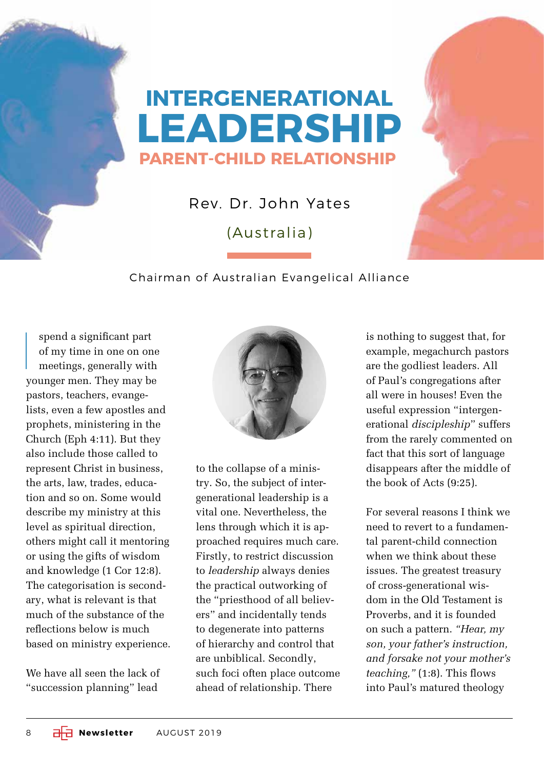# INTERGENERATIONAL LEADERSHIP

## PARENT-CHILD RELATIONSHIP

Rev. Dr. John Yates

(Australia)

Chairman of Australian Evangelical Alliance

I spend a significant part of my time in one on one meetings, generally with younger men. They may be pastors, teachers, evangelists, even a few apostles and prophets, ministering in the Church (Eph 4:11). But they also include those called to represent Christ in business, the arts, law, trades, education and so on. Some would describe my ministry at this level as spiritual direction, others might call it mentoring or using the gifts of wisdom and knowledge (1 Cor 12:8). The categorisation is secondary, what is relevant is that much of the substance of the reflections below is much based on ministry experience.

We have all seen the lack of "succession planning" lead to the collapse of a ministry. So, the subject of intergenerational leadership is a vital one. Nevertheless, the lens through which it is approached requires much care. Firstly, to restrict discussion to *leadership* always denies the practical outworking of the "priesthood of all believers" and incidentally tends to degenerate into patterns of hierarchy and control that are unbiblical. Secondly, such foci often place outcome ahead of relationship. There is nothing to suggest that, for example, megachurch pastors are the godliest leaders. All of Paul's congregations after all were in houses! Even the useful expression "intergenerational *discipleship*" suffers from the rarely commented on fact that this sort of language disappears after the middle of the book of Acts (9:25).

For several reasons I think we need to revert to a fundamental parent-child connection when we think about these issues. The greatest treasury of cross-generational wisdom in the Old Testament is Proverbs, and it is founded on such a pattern. *"Hear, my son, your father's instruction, and forsake not your mother's teaching,"* (1:8). This flows into Paul's matured theology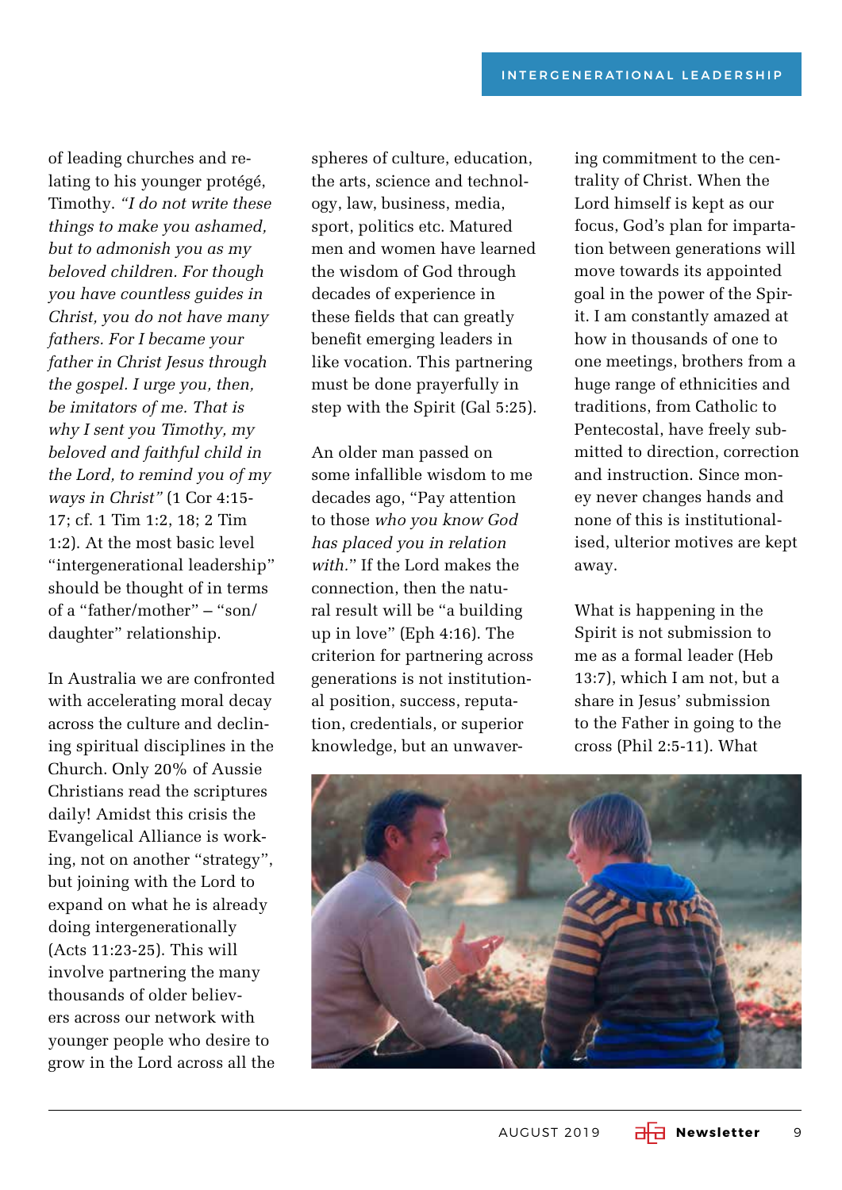of leading churches and relating to his younger protégé, Timothy. *"I do not write these things to make you ashamed, but to admonish you as my beloved children. For though you have countless guides in Christ, you do not have many fathers. For I became your father in Christ Jesus through the gospel. I urge you, then, be imitators of me. That is why I sent you Timothy, my beloved and faithful child in the Lord, to remind you of my ways in Christ"* (1 Cor 4:15-17; cf. 1 Tim 1:2, 18; 2 Tim 1:2). At the most basic level "intergenerational leadership" should be thought of in terms of a "father/mother" – "son/daughter" relationship.

In Australia we are confronted with accelerating moral decay across the culture and declining spiritual disciplines in the Church. Only 20% of Aussie Christians read the scriptures daily! Amidst this crisis the Evangelical Alliance is working, not on another "strategy", but joining with the Lord to expand on what he is already doing intergenerationally (Acts 11:23-25). This will involve partnering the many thousands of older believers across our network with younger people who desire to grow in the Lord across all the spheres of culture, education, the arts, science and technology, law, business, media, sport, politics etc. Matured men and women have learned the wisdom of God through decades of experience in these fields that can greatly benefit emerging leaders in like vocation. This partnering must be done prayerfully in step with the Spirit (Gal 5:25).

An older man passed on some infallible wisdom to me decades ago, "Pay attention to those *who you know God has placed you in relation with.*" If the Lord makes the connection, then the natural result will be "a building up in love" (Eph 4:16). The criterion for partnering across generations is not institutional position, success, reputation, credentials, or superior knowledge, but an unwavering commitment to the centrality of Christ. When the Lord himself is kept as our focus, God's plan for impartation between generations will move towards its appointed goal in the power of the Spirit. I am constantly amazed at how in thousands of one to one meetings, brothers from a huge range of ethnicities and traditions, from Catholic to Pentecostal, have freely submitted to direction, correction and instruction. Since money never changes hands and none of this is institutionalised, ulterior motives are kept away.

What is happening in the Spirit is not submission to me as a formal leader (Heb 13:7), which I am not, but a share in Jesus' submission to the Father in going to the cross (Phil 2:5-11). What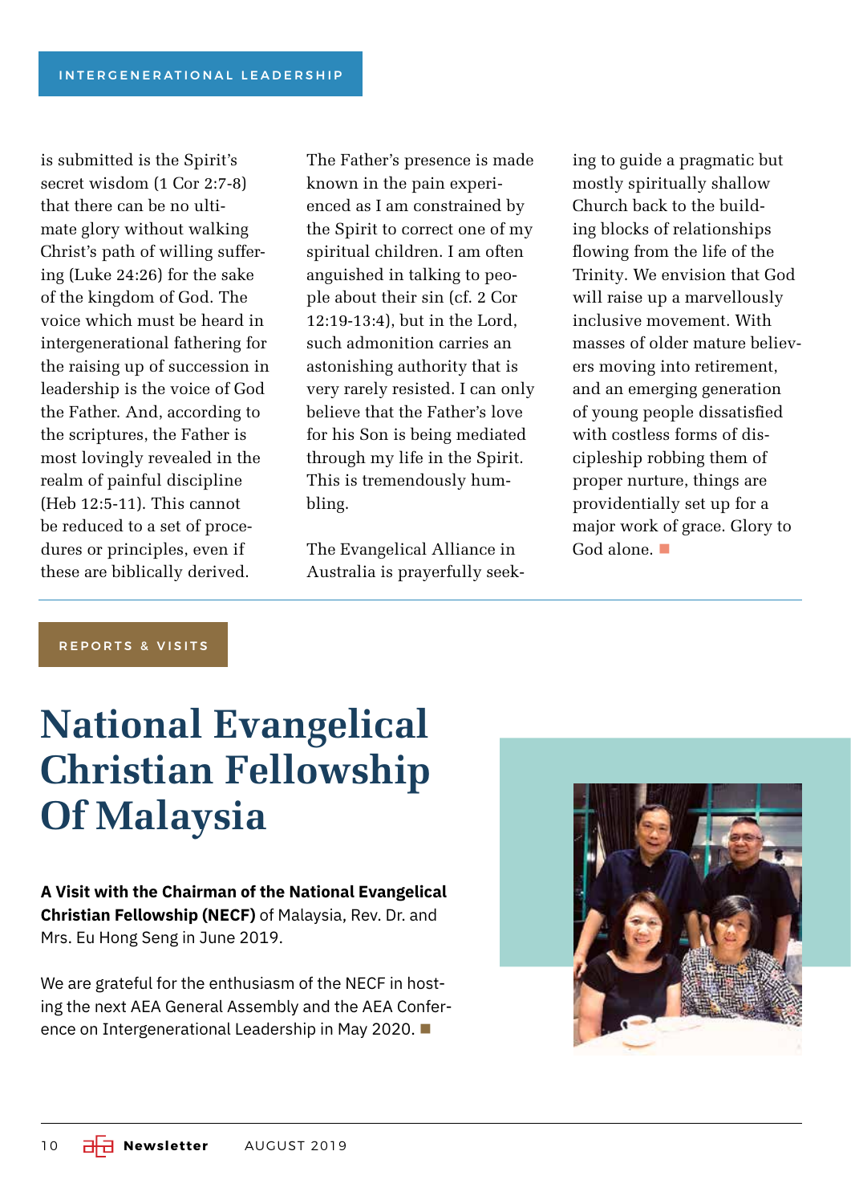INTERGENERATIONAL LEADERSHIP

is submitted is the Spirit's secret wisdom (1 Cor 2:7-8) that there can be no ultimate glory without walking Christ's path of willing suffering (Luke 24:26) for the sake of the kingdom of God. The voice which must be heard in intergenerational fathering for the raising up of succession in leadership is the voice of God the Father. And, according to the scriptures, the Father is most lovingly revealed in the realm of painful discipline (Heb 12:5-11). This cannot be reduced to a set of procedures or principles, even if these are biblically derived.

The Father's presence is made known in the pain experienced as I am constrained by the Spirit to correct one of my spiritual children. I am often anguished in talking to people about their sin (cf. 2 Cor 12:19-13:4), but in the Lord, such admonition carries an astonishing authority that is very rarely resisted. I can only believe that the Father's love for his Son is being mediated through my life in the Spirit. This is tremendously humbling.

The Evangelical Alliance in Australia is prayerfully seeking to guide a pragmatic but mostly spiritually shallow Church back to the building blocks of relationships flowing from the life of the Trinity. We envision that God will raise up a marvellously inclusive movement. With masses of older mature believers moving into retirement, and an emerging generation of young people dissatisfied with costless forms of discipleship robbing them of proper nurture, things are providentially set up for a major work of grace. Glory to God alone. ■

---

REPORTS & VISITS

# National Evangelical Christian Fellowship Of Malaysia

**A Visit with the Chairman of the National Evangelical Christian Fellowship (NECF)** of Malaysia, Rev. Dr. and Mrs. Eu Hong Seng in June 2019.

We are grateful for the enthusiasm of the NECF in hosting the next AEA General Assembly and the AEA Conference on Intergenerational Leadership in May 2020. ■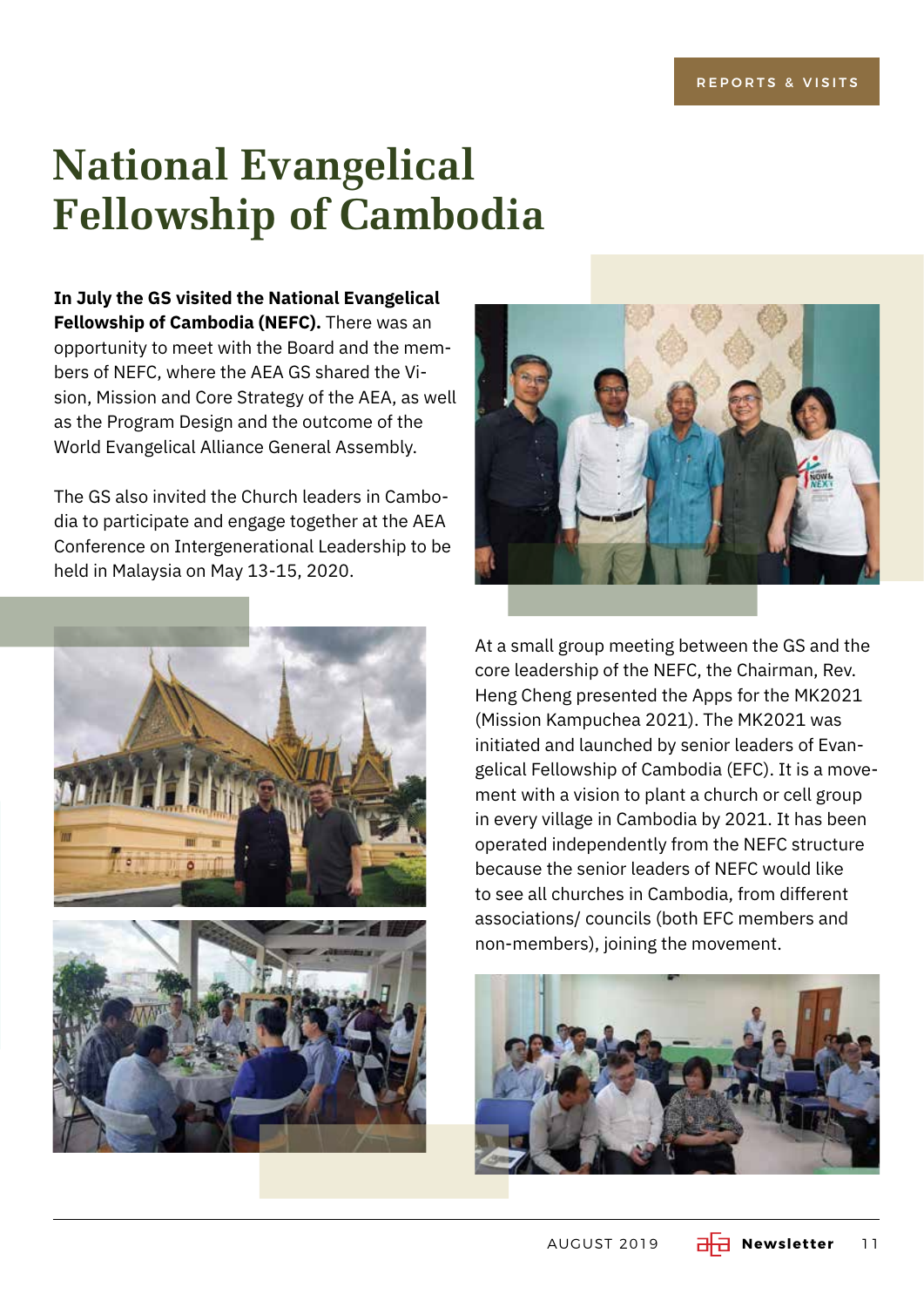REPORTS & VISITS

# National Evangelical Fellowship of Cambodia

**In July the GS visited the National Evangelical Fellowship of Cambodia (NEFC).** There was an opportunity to meet with the Board and the members of NEFC, where the AEA GS shared the Vision, Mission and Core Strategy of the AEA, as well as the Program Design and the outcome of the World Evangelical Alliance General Assembly.

The GS also invited the Church leaders in Cambodia to participate and engage together at the AEA Conference on Intergenerational Leadership to be held in Malaysia on May 13-15, 2020.

At a small group meeting between the GS and the core leadership of the NEFC, the Chairman, Rev. Heng Cheng presented the Apps for the MK2021 (Mission Kampuchea 2021). The MK2021 was initiated and launched by senior leaders of Evangelical Fellowship of Cambodia (EFC). It is a movement with a vision to plant a church or cell group in every village in Cambodia by 2021. It has been operated independently from the NEFC structure because the senior leaders of NEFC would like to see all churches in Cambodia, from different associations/ councils (both EFC members and non-members), joining the movement.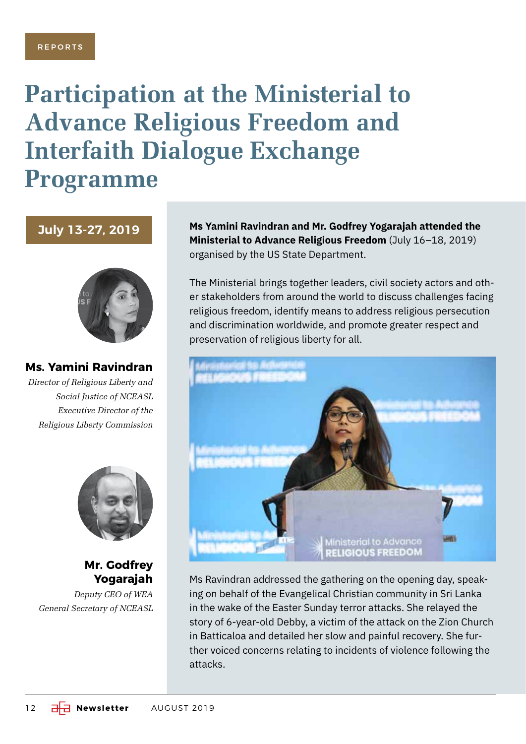REPORTS

# Participation at the Ministerial to Advance Religious Freedom and Interfaith Dialogue Exchange Programme

**July 13-27, 2019**

**Ms. Yamini Ravindran**
*Director of Religious Liberty and Social Justice of NCEASL*
*Executive Director of the Religious Liberty Commission*

**Mr. Godfrey Yogarajah**
*Deputy CEO of WEA*
*General Secretary of NCEASL*

**Ms Yamini Ravindran and Mr. Godfrey Yogarajah attended the Ministerial to Advance Religious Freedom** (July 16–18, 2019) organised by the US State Department.

The Ministerial brings together leaders, civil society actors and other stakeholders from around the world to discuss challenges facing religious freedom, identify means to address religious persecution and discrimination worldwide, and promote greater respect and preservation of religious liberty for all.

Ms Ravindran addressed the gathering on the opening day, speaking on behalf of the Evangelical Christian community in Sri Lanka in the wake of the Easter Sunday terror attacks. She relayed the story of 6-year-old Debby, a victim of the attack on the Zion Church in Batticaloa and detailed her slow and painful recovery. She further voiced concerns relating to incidents of violence following the attacks.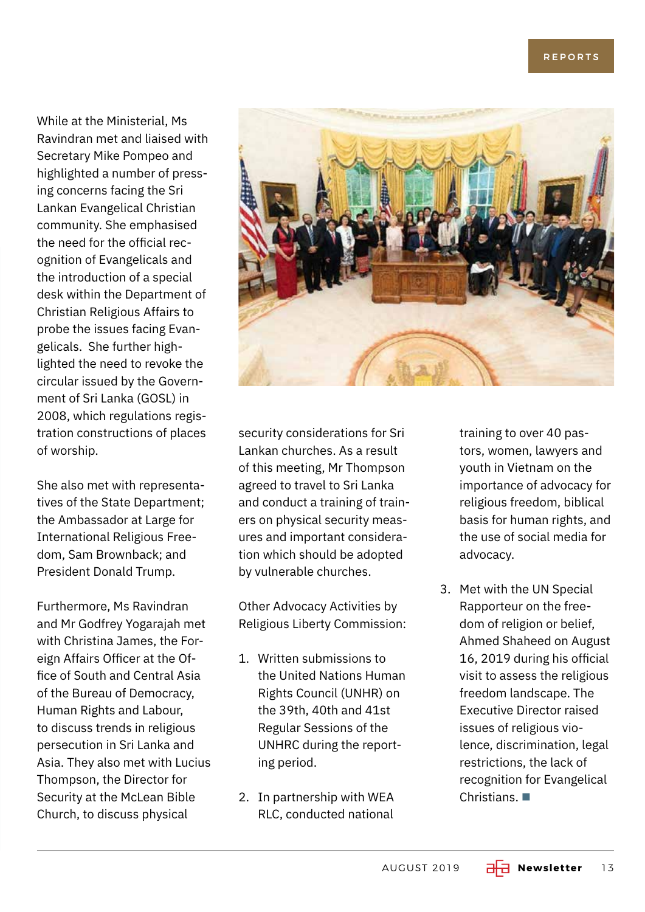While at the Ministerial, Ms Ravindran met and liaised with Secretary Mike Pompeo and highlighted a number of pressing concerns facing the Sri Lankan Evangelical Christian community. She emphasised the need for the official recognition of Evangelicals and the introduction of a special desk within the Department of Christian Religious Affairs to probe the issues facing Evangelicals. She further highlighted the need to revoke the circular issued by the Government of Sri Lanka (GOSL) in 2008, which regulations registration constructions of places of worship.

She also met with representatives of the State Department; the Ambassador at Large for International Religious Freedom, Sam Brownback; and President Donald Trump.

Furthermore, Ms Ravindran and Mr Godfrey Yogarajah met with Christina James, the Foreign Affairs Officer at the Office of South and Central Asia of the Bureau of Democracy, Human Rights and Labour, to discuss trends in religious persecution in Sri Lanka and Asia. They also met with Lucius Thompson, the Director for Security at the McLean Bible Church, to discuss physical security considerations for Sri Lankan churches. As a result of this meeting, Mr Thompson agreed to travel to Sri Lanka and conduct a training of trainers on physical security measures and important consideration which should be adopted by vulnerable churches.

Other Advocacy Activities by Religious Liberty Commission:

1. Written submissions to the United Nations Human Rights Council (UNHR) on the 39th, 40th and 41st Regular Sessions of the UNHRC during the reporting period.
2. In partnership with WEA RLC, conducted national training to over 40 pastors, women, lawyers and youth in Vietnam on the importance of advocacy for religious freedom, biblical basis for human rights, and the use of social media for advocacy.
3. Met with the UN Special Rapporteur on the freedom of religion or belief, Ahmed Shaheed on August 16, 2019 during his official visit to assess the religious freedom landscape. The Executive Director raised issues of religious violence, discrimination, legal restrictions, the lack of recognition for Evangelical Christians. ■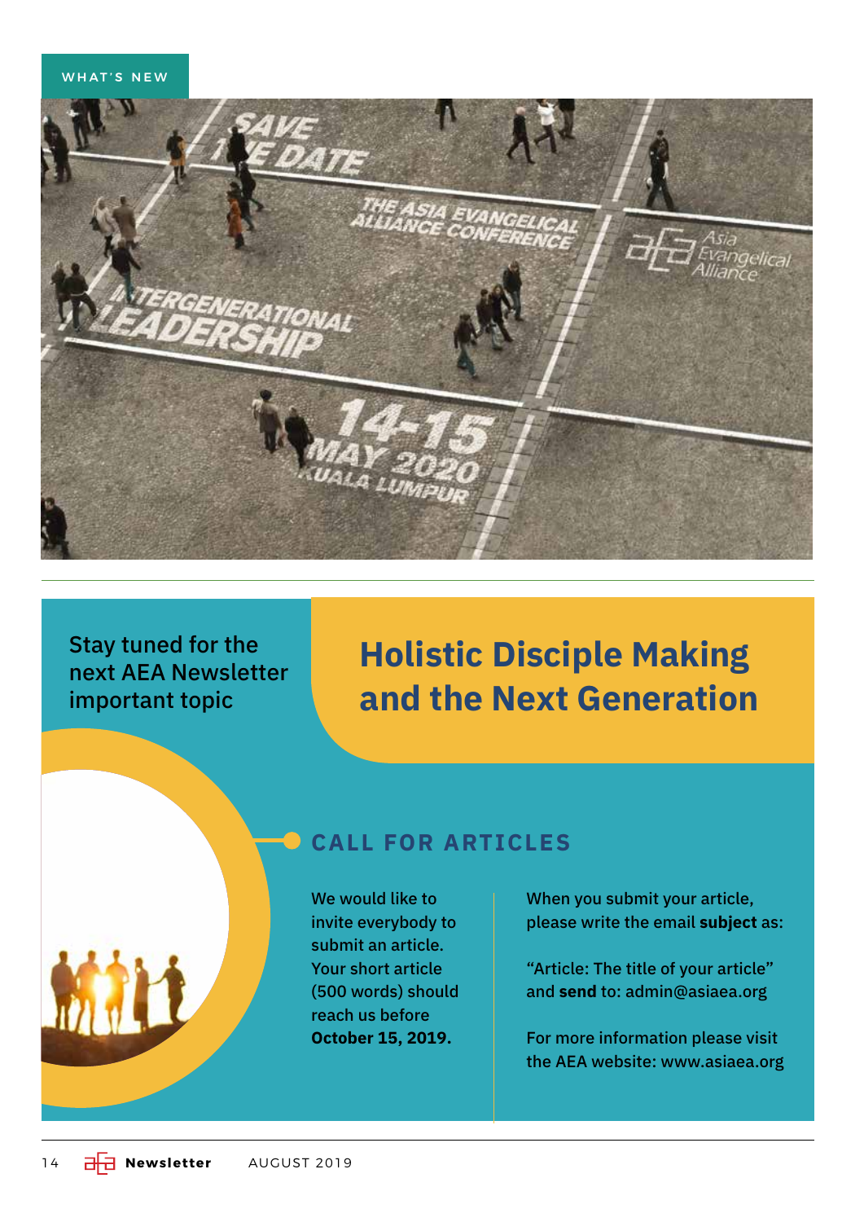WHAT'S NEW

SAVE THE DATE

THE ASIA EVANGELICAL ALLIANCE CONFERENCE

INTERGENERATIONAL LEADERSHIP

14-15 MAY 2020
KUALA LUMPUR

Asia Evangelical Alliance

Stay tuned for the next AEA Newsletter important topic

## Holistic Disciple Making and the Next Generation

## CALL FOR ARTICLES

We would like to invite everybody to submit an article. Your short article (500 words) should reach us before **October 15, 2019.**

When you submit your article, please write the email **subject** as:

"Article: The title of your article" and **send** to: admin@asiaea.org

For more information please visit the AEA website: www.asiaea.org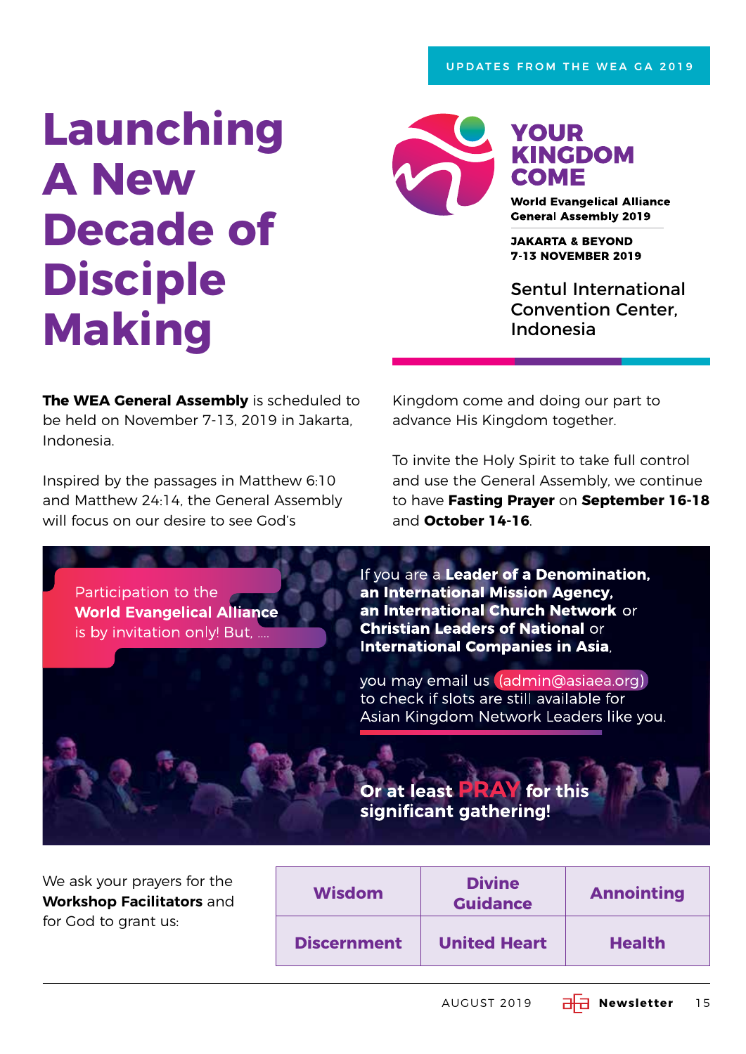UPDATES FROM THE WEA GA 2019

# Launching A New Decade of Disciple Making

**YOUR KINGDOM COME**

**World Evangelical Alliance General Assembly 2019**

**JAKARTA & BEYOND**
**7-13 NOVEMBER 2019**

Sentul International Convention Center, Indonesia

**The WEA General Assembly** is scheduled to be held on November 7-13, 2019 in Jakarta, Indonesia.

Inspired by the passages in Matthew 6:10 and Matthew 24:14, the General Assembly will focus on our desire to see God's Kingdom come and doing our part to advance His Kingdom together.

To invite the Holy Spirit to take full control and use the General Assembly, we continue to have **Fasting Prayer** on **September 16-18** and **October 14-16**.

Participation to the **World Evangelical Alliance** is by invitation only! But, ....

If you are a **Leader of a Denomination, an International Mission Agency, an International Church Network** or **Christian Leaders of National** or **International Companies in Asia**,

you may email us (admin@asiaea.org) to check if slots are still available for Asian Kingdom Network Leaders like you.

**Or at least PRAY for this significant gathering!**

We ask your prayers for the **Workshop Facilitators** and for God to grant us:

| | | |
|---|---|---|
| **Wisdom** | **Divine Guidance** | **Annointing** |
| **Discernment** | **United Heart** | **Health** |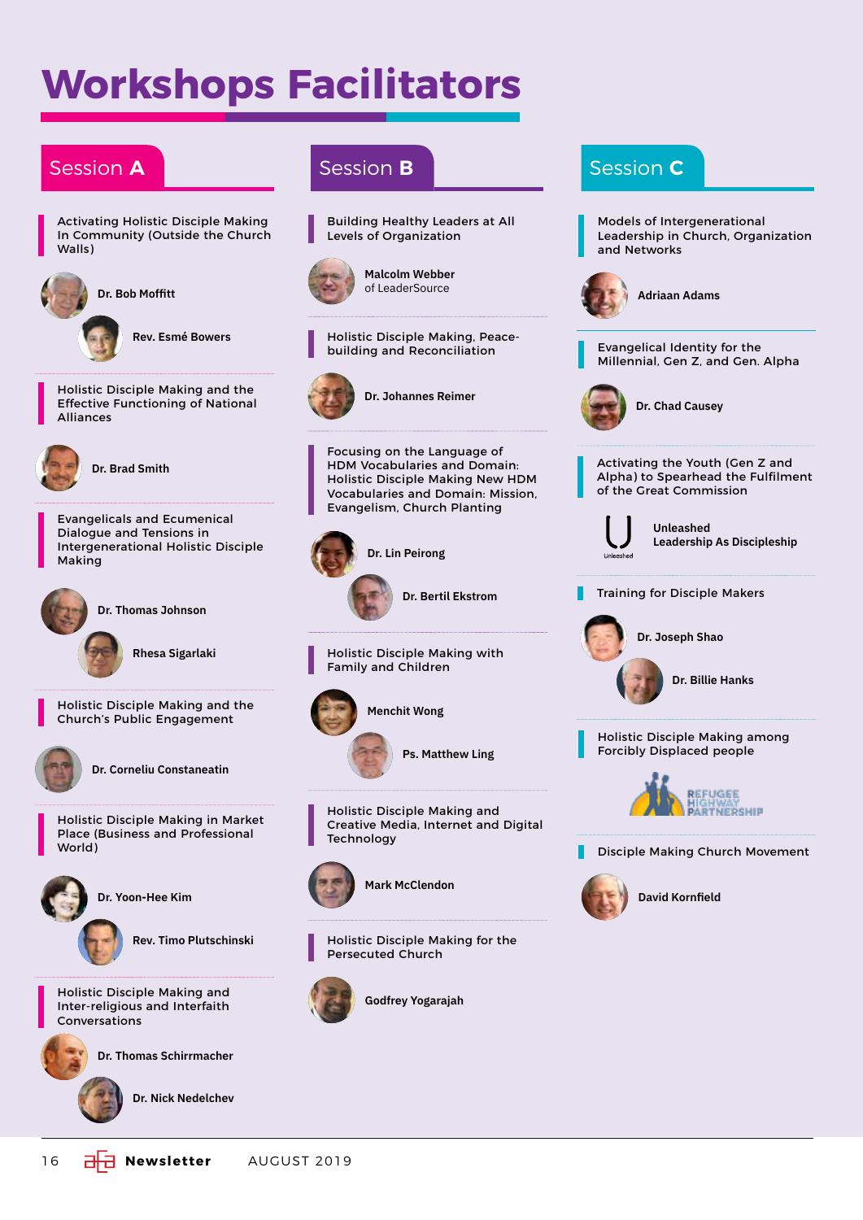# Workshops Facilitators

## Session A

**Activating Holistic Disciple Making In Community (Outside the Church Walls)**

Dr. Bob Moffitt

Rev. Esmé Bowers

**Holistic Disciple Making and the Effective Functioning of National Alliances**

Dr. Brad Smith

**Evangelicals and Ecumenical Dialogue and Tensions in Intergenerational Holistic Disciple Making**

Dr. Thomas Johnson

Rhesa Sigarlaki

**Holistic Disciple Making and the Church's Public Engagement**

Dr. Corneliu Constaneatin

**Holistic Disciple Making in Market Place (Business and Professional World)**

Dr. Yoon-Hee Kim

Rev. Timo Plutschinski

**Holistic Disciple Making and Inter-religious and Interfaith Conversations**

Dr. Thomas Schirrmacher

Dr. Nick Nedelchev

## Session B

**Building Healthy Leaders at All Levels of Organization**

Malcolm Webber of LeaderSource

**Holistic Disciple Making, Peace-building and Reconciliation**

Dr. Johannes Reimer

**Focusing on the Language of HDM Vocabularies and Domain: Holistic Disciple Making New HDM Vocabularies and Domain: Mission, Evangelism, Church Planting**

Dr. Lin Peirong

Dr. Bertil Ekstrom

**Holistic Disciple Making with Family and Children**

Menchit Wong

Ps. Matthew Ling

**Holistic Disciple Making and Creative Media, Internet and Digital Technology**

Mark McClendon

**Holistic Disciple Making for the Persecuted Church**

Godfrey Yogarajah

## Session C

**Models of Intergenerational Leadership in Church, Organization and Networks**

Adriaan Adams

**Evangelical Identity for the Millennial, Gen Z, and Gen. Alpha**

Dr. Chad Causey

**Activating the Youth (Gen Z and Alpha) to Spearhead the Fulfilment of the Great Commission**

Unleashed
Leadership As Discipleship

**Training for Disciple Makers**

Dr. Joseph Shao

Dr. Billie Hanks

**Holistic Disciple Making among Forcibly Displaced people**

Refugee Highway Partnership

**Disciple Making Church Movement**

David Kornfield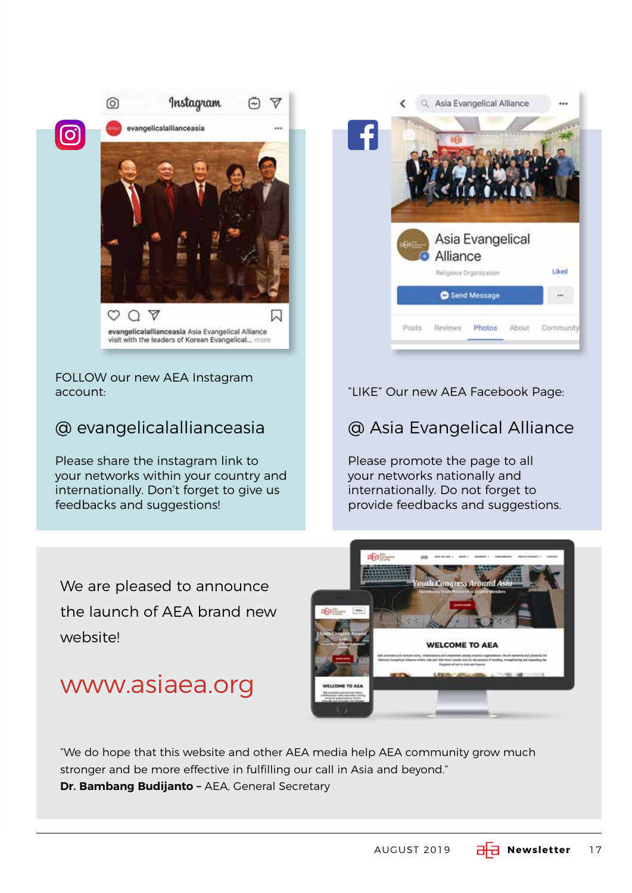FOLLOW our new AEA Instagram account:

@ evangelicalallianceasia

Please share the instagram link to your networks within your country and internationally. Don't forget to give us feedbacks and suggestions!

"LIKE" Our new AEA Facebook Page:

@ Asia Evangelical Alliance

Please promote the page to all your networks nationally and internationally. Do not forget to provide feedbacks and suggestions.

We are pleased to announce the launch of AEA brand new website!

www.asiaea.org

"We do hope that this website and other AEA media help AEA community grow much stronger and be more effective in fulfilling our call in Asia and beyond."
**Dr. Bambang Budijanto –** AEA, General Secretary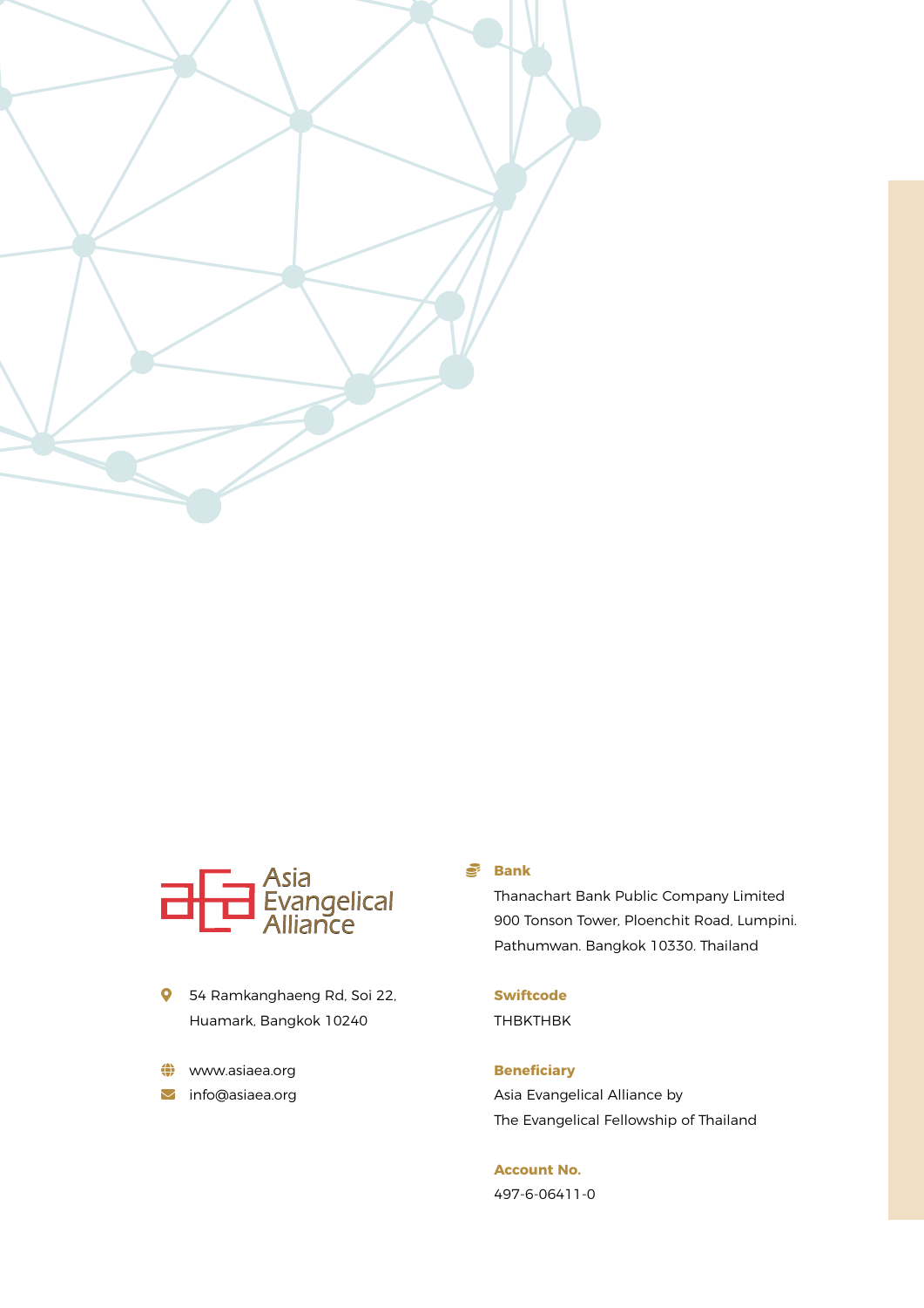Asia Evangelical Alliance

54 Ramkanghaeng Rd, Soi 22,
Huamark, Bangkok 10240

www.asiaea.org

info@asiaea.org

**Bank**

Thanachart Bank Public Company Limited
900 Tonson Tower, Ploenchit Road, Lumpini.
Pathumwan. Bangkok 10330. Thailand

**Swiftcode**

THBKTHBK

**Beneficiary**

Asia Evangelical Alliance by
The Evangelical Fellowship of Thailand

**Account No.**

497-6-06411-0